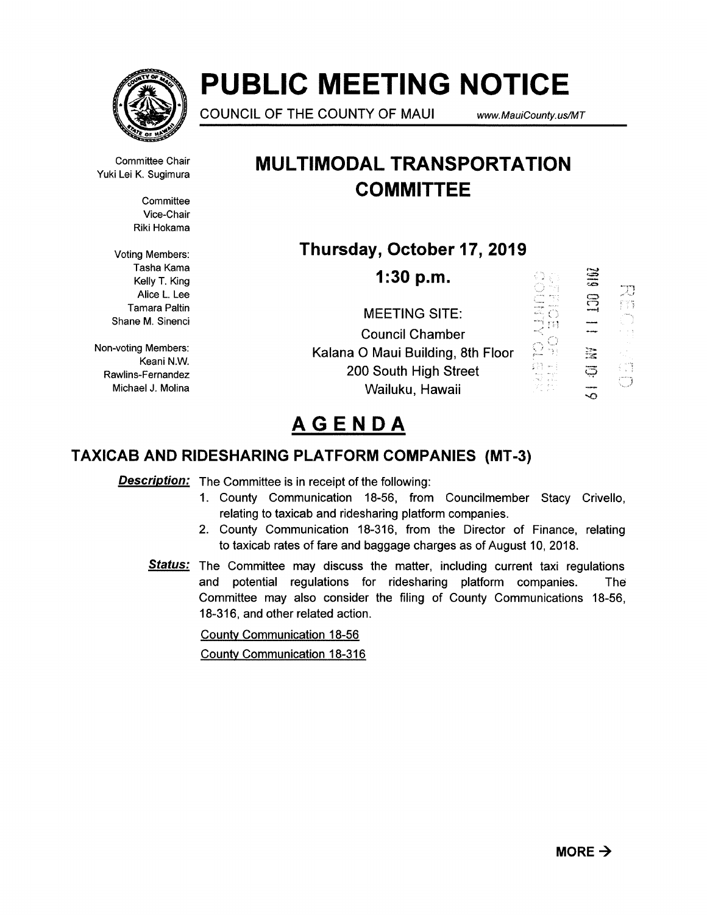# PUBLIC MEETING NOTICE

COUNCIL OF THE COUNTY OF MAUI www.MauiCounty.us/MT

Committee Chair
Yuki Lei K. Sugimura

Committee
Vice-Chair
Riki Hokama

Voting Members:
Tasha Kama
Kelly T. King
Alice L. Lee
Tamara Paltin
Shane M. Sinenci

Non-voting Members:
Keani N.W.
Rawlins-Fernandez
Michael J. Molina

## MULTIMODAL TRANSPORTATION COMMITTEE

**Thursday, October 17, 2019**

**1:30 p.m.**

MEETING SITE:
Council Chamber
Kalana O Maui Building, 8th Floor
200 South High Street
Wailuku, Hawaii

2019 OCT 11 AM 10:19

OFFICE OF THE COUNTY CLERK

RECEIVED

# AGENDA

## TAXICAB AND RIDESHARING PLATFORM COMPANIES (MT-3)

***Description:*** The Committee is in receipt of the following:

1. County Communication 18-56, from Councilmember Stacy Crivello, relating to taxicab and ridesharing platform companies.
2. County Communication 18-316, from the Director of Finance, relating to taxicab rates of fare and baggage charges as of August 10, 2018.

***Status:*** The Committee may discuss the matter, including current taxi regulations and potential regulations for ridesharing platform companies. The Committee may also consider the filing of County Communications 18-56, 18-316, and other related action.

County Communication 18-56

County Communication 18-316

**MORE →**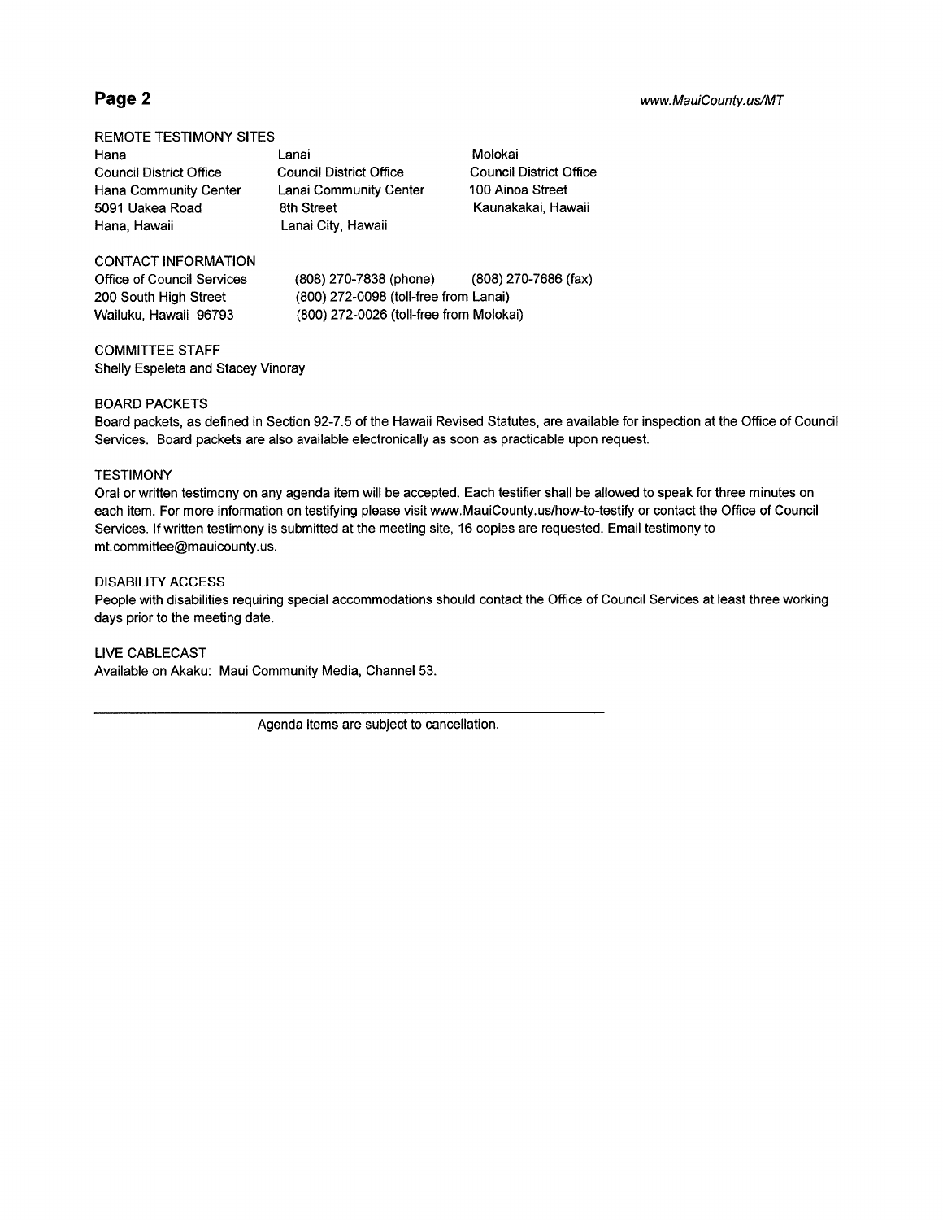## REMOTE TESTIMONY SITES

| Hana | Lanai | Molokai |
|---|---|---|
| Council District Office | Council District Office | Council District Office |
| Hana Community Center | Lanai Community Center | 100 Ainoa Street |
| 5091 Uakea Road | 8th Street | Kaunakakai, Hawaii |
| Hana, Hawaii | Lanai City, Hawaii | |

## CONTACT INFORMATION

Office of Council Services
200 South High Street
Wailuku, Hawaii 96793

(808) 270-7838 (phone) (808) 270-7686 (fax)
(800) 272-0098 (toll-free from Lanai)
(800) 272-0026 (toll-free from Molokai)

## COMMITTEE STAFF

Shelly Espeleta and Stacey Vinoray

## BOARD PACKETS

Board packets, as defined in Section 92-7.5 of the Hawaii Revised Statutes, are available for inspection at the Office of Council Services. Board packets are also available electronically as soon as practicable upon request.

## TESTIMONY

Oral or written testimony on any agenda item will be accepted. Each testifier shall be allowed to speak for three minutes on each item. For more information on testifying please visit www.MauiCounty.us/how-to-testify or contact the Office of Council Services. If written testimony is submitted at the meeting site, 16 copies are requested. Email testimony to mt.committee@mauicounty.us.

## DISABILITY ACCESS

People with disabilities requiring special accommodations should contact the Office of Council Services at least three working days prior to the meeting date.

## LIVE CABLECAST

Available on Akaku: Maui Community Media, Channel 53.

---

Agenda items are subject to cancellation.